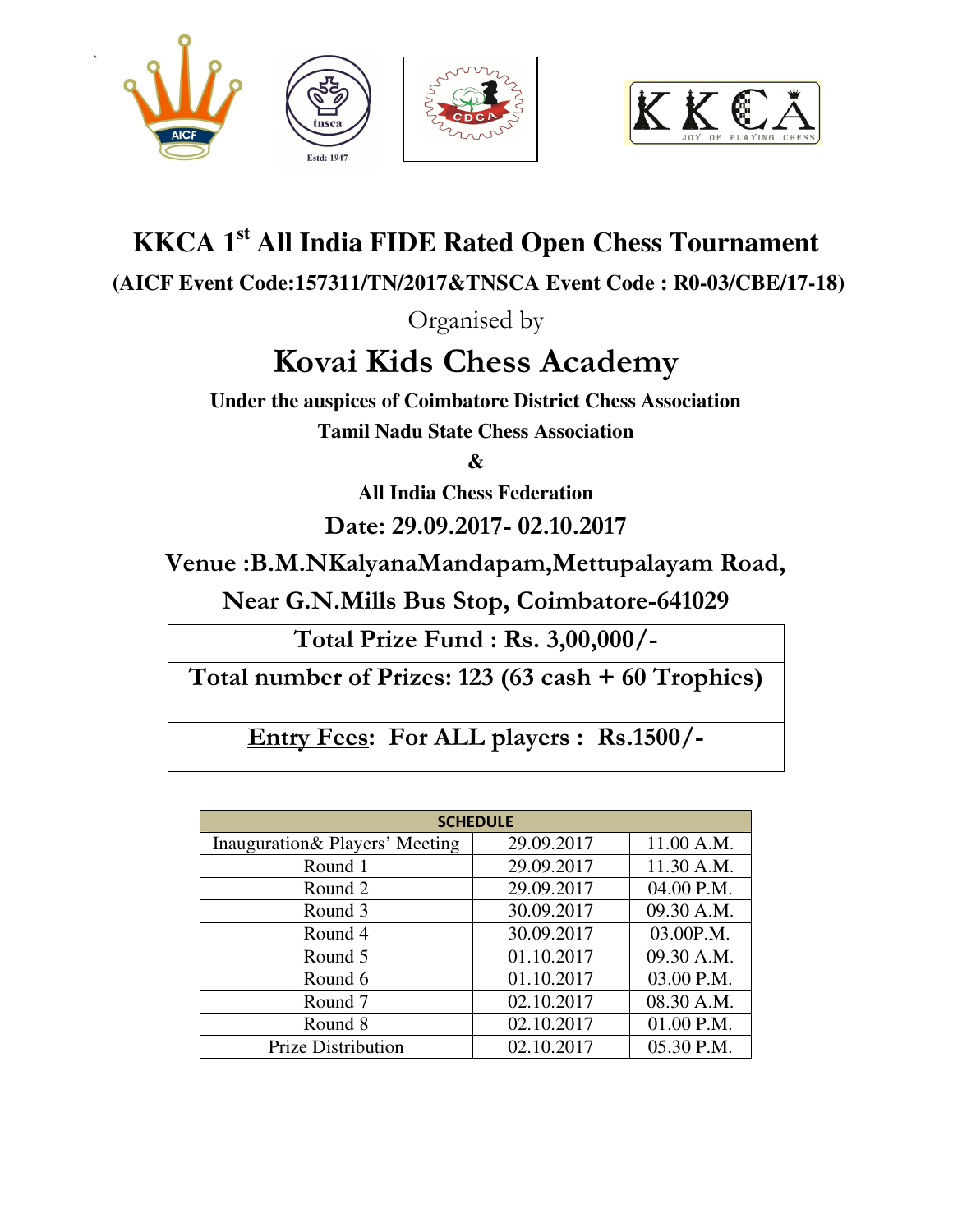# KKCA 1st All India FIDE Rated Open Chess Tournament

**(AICF Event Code:157311/TN/2017&TNSCA Event Code : R0-03/CBE/17-18)**

Organised by

## Kovai Kids Chess Academy

**Under the auspices of Coimbatore District Chess Association**

**Tamil Nadu State Chess Association**

**&**

**All India Chess Federation**

**Date: 29.09.2017- 02.10.2017**

**Venue :B.M.NKalyanaMandapam,Mettupalayam Road,**

**Near G.N.Mills Bus Stop, Coimbatore-641029**

| Total Prize Fund : Rs. 3,00,000/- |
|---|
| Total number of Prizes: 123 (63 cash + 60 Trophies) |
| Entry Fees: For ALL players : Rs.1500/- |

| SCHEDULE | | |
|---|---|---|
| Inauguration& Players' Meeting | 29.09.2017 | 11.00 A.M. |
| Round 1 | 29.09.2017 | 11.30 A.M. |
| Round 2 | 29.09.2017 | 04.00 P.M. |
| Round 3 | 30.09.2017 | 09.30 A.M. |
| Round 4 | 30.09.2017 | 03.00P.M. |
| Round 5 | 01.10.2017 | 09.30 A.M. |
| Round 6 | 01.10.2017 | 03.00 P.M. |
| Round 7 | 02.10.2017 | 08.30 A.M. |
| Round 8 | 02.10.2017 | 01.00 P.M. |
| Prize Distribution | 02.10.2017 | 05.30 P.M. |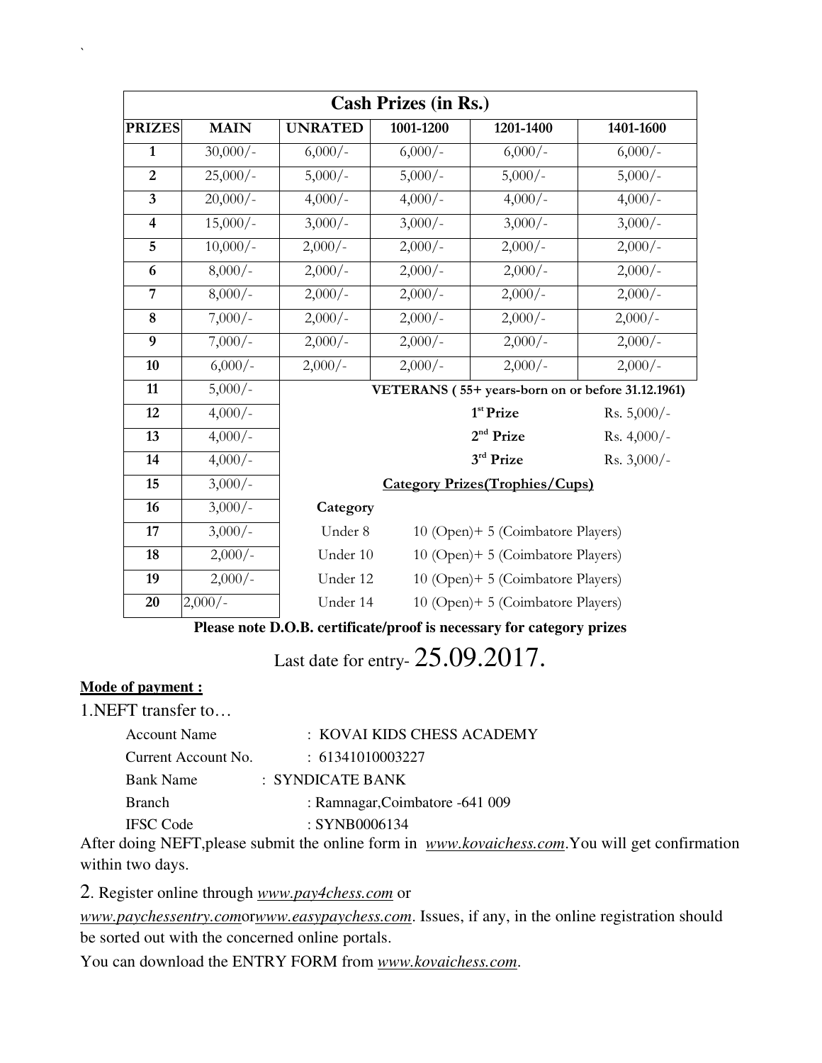| Cash Prizes (in Rs.) | | | | | |
|---|---|---|---|---|---|
| **PRIZES** | **MAIN** | **UNRATED** | **1001-1200** | **1201-1400** | **1401-1600** |
| **1** | 30,000/- | 6,000/- | 6,000/- | 6,000/- | 6,000/- |
| **2** | 25,000/- | 5,000/- | 5,000/- | 5,000/- | 5,000/- |
| **3** | 20,000/- | 4,000/- | 4,000/- | 4,000/- | 4,000/- |
| **4** | 15,000/- | 3,000/- | 3,000/- | 3,000/- | 3,000/- |
| **5** | 10,000/- | 2,000/- | 2,000/- | 2,000/- | 2,000/- |
| **6** | 8,000/- | 2,000/- | 2,000/- | 2,000/- | 2,000/- |
| **7** | 8,000/- | 2,000/- | 2,000/- | 2,000/- | 2,000/- |
| **8** | 7,000/- | 2,000/- | 2,000/- | 2,000/- | 2,000/- |
| **9** | 7,000/- | 2,000/- | 2,000/- | 2,000/- | 2,000/- |
| **10** | 6,000/- | 2,000/- | 2,000/- | 2,000/- | 2,000/- |
| **11** | 5,000/- | **VETERANS ( 55+ years-born on or before 31.12.1961)** | | | |
| **12** | 4,000/- | | | **1st Prize** | Rs. 5,000/- |
| **13** | 4,000/- | | | **2nd Prize** | Rs. 4,000/- |
| **14** | 4,000/- | | | **3rd Prize** | Rs. 3,000/- |
| **15** | 3,000/- | **Category Prizes(Trophies/Cups)** | | | |
| **16** | 3,000/- | **Category** | | | |
| **17** | 3,000/- | Under 8 | 10 (Open)+ 5 (Coimbatore Players) | | |
| **18** | 2,000/- | Under 10 | 10 (Open)+ 5 (Coimbatore Players) | | |
| **19** | 2,000/- | Under 12 | 10 (Open)+ 5 (Coimbatore Players) | | |
| **20** | 2,000/- | Under 14 | 10 (Open)+ 5 (Coimbatore Players) | | |

**Please note D.O.B. certificate/proof is necessary for category prizes**

Last date for entry- 25.09.2017.

**Mode of payment :**

1.NEFT transfer to…

Account Name : KOVAI KIDS CHESS ACADEMY
Current Account No. : 61341010003227
Bank Name : SYNDICATE BANK
Branch : Ramnagar,Coimbatore -641 009
IFSC Code : SYNB0006134

After doing NEFT,please submit the online form in *www.kovaichess.com*.You will get confirmation within two days.

2. Register online through *www.pay4chess.com* or *www.paychessentry.com*or*www.easypaychess.com*. Issues, if any, in the online registration should be sorted out with the concerned online portals.

You can download the ENTRY FORM from *www.kovaichess.com*.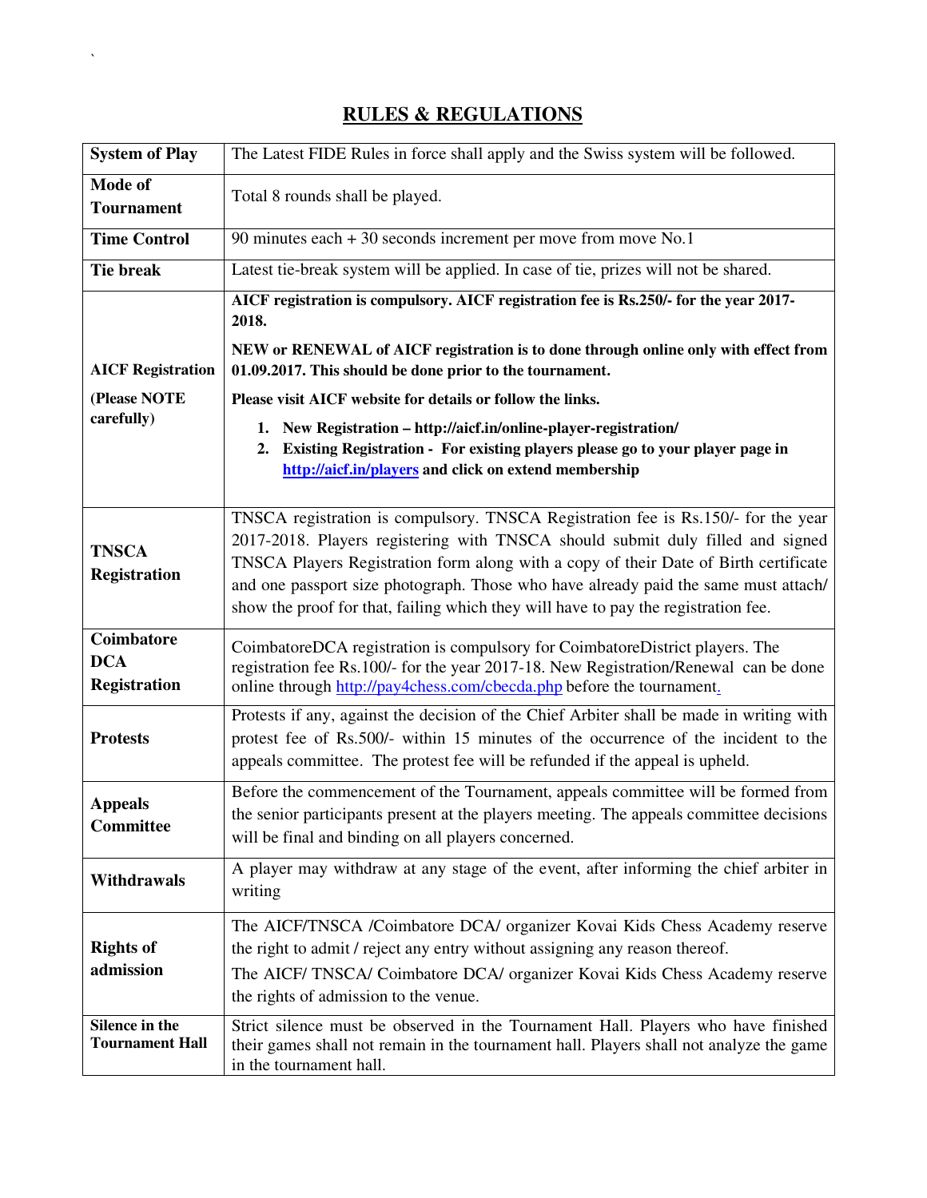## RULES & REGULATIONS

| | |
|---|---|
| **System of Play** | The Latest FIDE Rules in force shall apply and the Swiss system will be followed. |
| **Mode of Tournament** | Total 8 rounds shall be played. |
| **Time Control** | 90 minutes each + 30 seconds increment per move from move No.1 |
| **Tie break** | Latest tie-break system will be applied. In case of tie, prizes will not be shared. |
| **AICF Registration** **(Please NOTE carefully)** | **AICF registration is compulsory. AICF registration fee is Rs.250/- for the year 2017-2018.** **NEW or RENEWAL of AICF registration is to done through online only with effect from 01.09.2017. This should be done prior to the tournament.** **Please visit AICF website for details or follow the links.** **1. New Registration – http://aicf.in/online-player-registration/** **2. Existing Registration - For existing players please go to your player page in http://aicf.in/players and click on extend membership** |
| **TNSCA Registration** | TNSCA registration is compulsory. TNSCA Registration fee is Rs.150/- for the year 2017-2018. Players registering with TNSCA should submit duly filled and signed TNSCA Players Registration form along with a copy of their Date of Birth certificate and one passport size photograph. Those who have already paid the same must attach/ show the proof for that, failing which they will have to pay the registration fee. |
| **Coimbatore DCA Registration** | CoimbatoreDCA registration is compulsory for CoimbatoreDistrict players. The registration fee Rs.100/- for the year 2017-18. New Registration/Renewal can be done online through http://pay4chess.com/cbecda.php before the tournament. |
| **Protests** | Protests if any, against the decision of the Chief Arbiter shall be made in writing with protest fee of Rs.500/- within 15 minutes of the occurrence of the incident to the appeals committee. The protest fee will be refunded if the appeal is upheld. |
| **Appeals Committee** | Before the commencement of the Tournament, appeals committee will be formed from the senior participants present at the players meeting. The appeals committee decisions will be final and binding on all players concerned. |
| **Withdrawals** | A player may withdraw at any stage of the event, after informing the chief arbiter in writing |
| **Rights of admission** | The AICF/TNSCA /Coimbatore DCA/ organizer Kovai Kids Chess Academy reserve the right to admit / reject any entry without assigning any reason thereof. The AICF/ TNSCA/ Coimbatore DCA/ organizer Kovai Kids Chess Academy reserve the rights of admission to the venue. |
| **Silence in the Tournament Hall** | Strict silence must be observed in the Tournament Hall. Players who have finished their games shall not remain in the tournament hall. Players shall not analyze the game in the tournament hall. |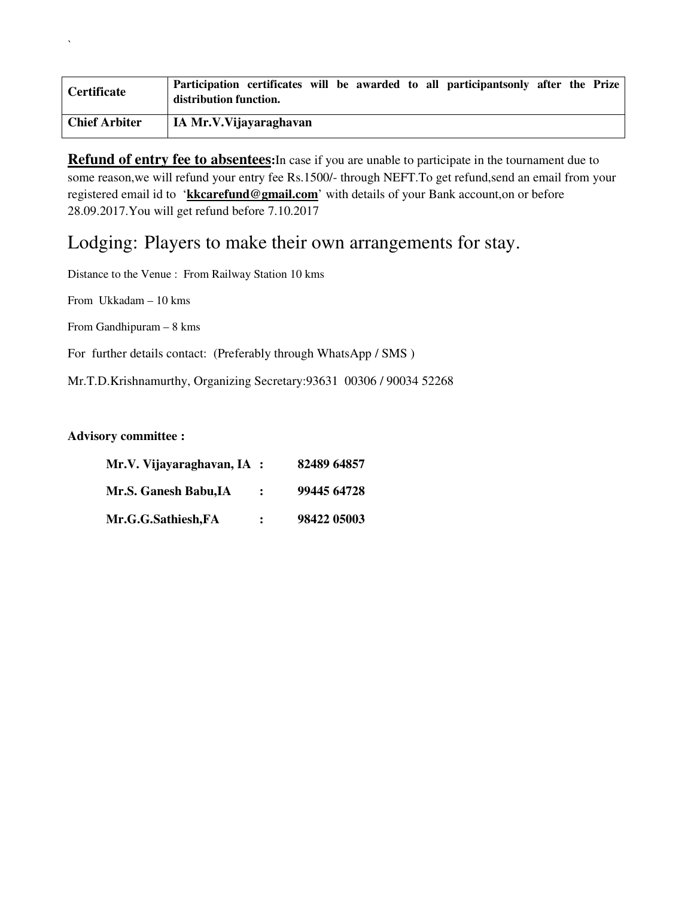`

| | |
|---|---|
| **Certificate** | **Participation certificates will be awarded to all participantsonly after the Prize distribution function.** |
| **Chief Arbiter** | **IA Mr.V.Vijayaraghavan** |

**<u>Refund of entry fee to absentees</u>:**In case if you are unable to participate in the tournament due to some reason,we will refund your entry fee Rs.1500/- through NEFT.To get refund,send an email from your registered email id to '**<u>kkcarefund@gmail.com</u>**' with details of your Bank account,on or before 28.09.2017.You will get refund before 7.10.2017

## Lodging: Players to make their own arrangements for stay.

Distance to the Venue : From Railway Station 10 kms

From Ukkadam – 10 kms

From Gandhipuram – 8 kms

For further details contact: (Preferably through WhatsApp / SMS )

Mr.T.D.Krishnamurthy, Organizing Secretary:93631 00306 / 90034 52268

**Advisory committee :**

| | | |
|---|---|---|
| **Mr.V. Vijayaraghavan, IA** | **:** | **82489 64857** |
| **Mr.S. Ganesh Babu,IA** | **:** | **99445 64728** |
| **Mr.G.G.Sathiesh,FA** | **:** | **98422 05003** |